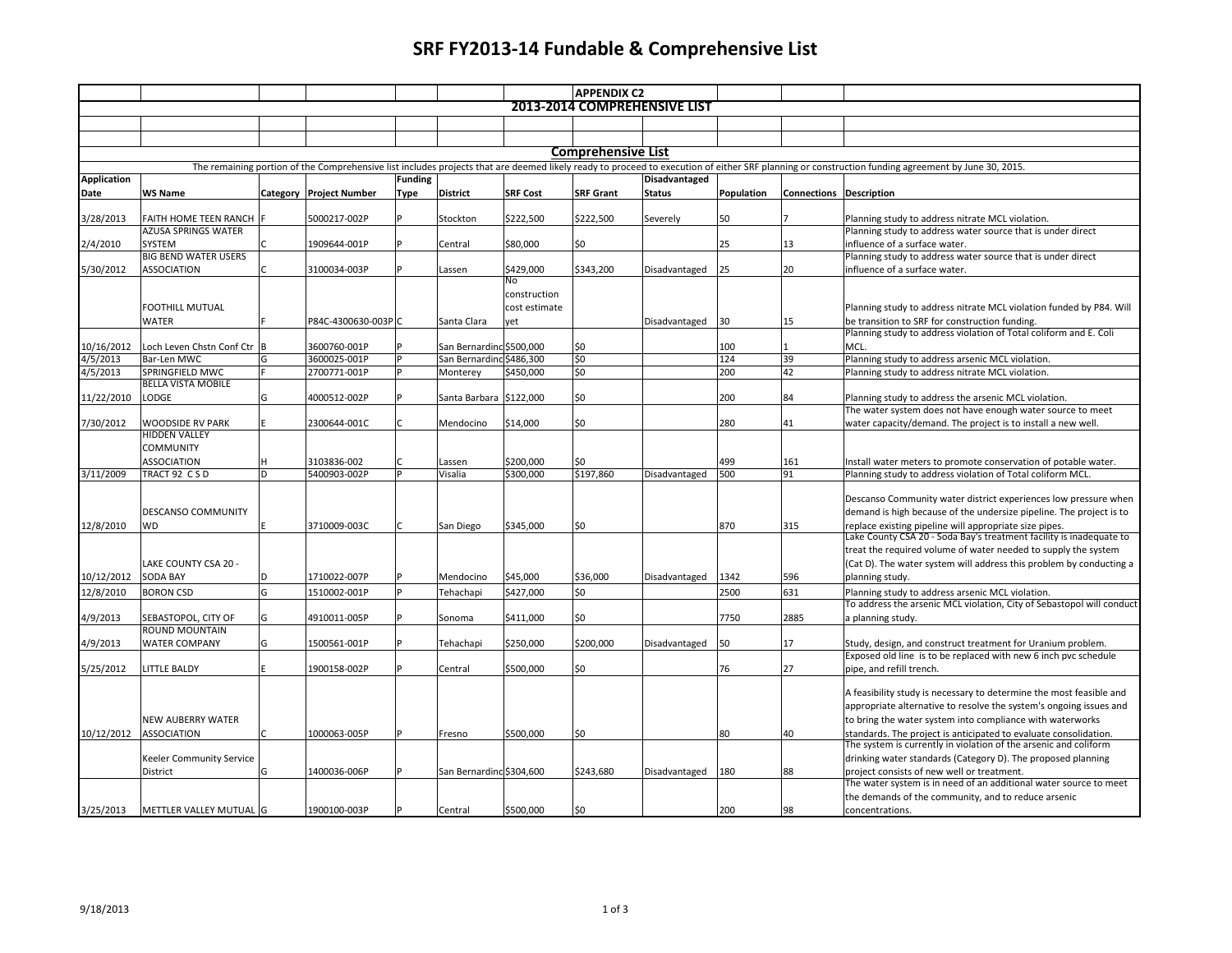# SRF FY2013-14 Fundable & Comprehensive List

## APPENDIX C2

## 2013-2014 COMPREHENSIVE LIST

### Comprehensive List

The remaining portion of the Comprehensive list includes projects that are deemed likely ready to proceed to execution of either SRF planning or construction funding agreement by June 30, 2015.

| Application Date | WS Name | Category | Project Number | Funding Type | District | SRF Cost | SRF Grant | Disadvantaged Status | Population | Connections | Description |
|---|---|---|---|---|---|---|---|---|---|---|---|
| 3/28/2013 | FAITH HOME TEEN RANCH | F | 5000217-002P | P | Stockton | $222,500 | $222,500 | Severely | 50 | 7 | Planning study to address nitrate MCL violation. |
| 2/4/2010 | AZUSA SPRINGS WATER SYSTEM | C | 1909644-001P | P | Central | $80,000 | $0 | | 25 | 13 | Planning study to address water source that is under direct influence of a surface water. |
| 5/30/2012 | BIG BEND WATER USERS ASSOCIATION | C | 3100034-003P | P | Lassen | $429,000 | $343,200 | Disadvantaged | 25 | 20 | Planning study to address water source that is under direct influence of a surface water. |
| | FOOTHILL MUTUAL WATER | F | P84C-4300630-003P | C | Santa Clara | No construction cost estimate yet | | Disadvantaged | 30 | 15 | Planning study to address nitrate MCL violation funded by P84. Will be transition to SRF for construction funding. |
| 10/16/2012 | Loch Leven Chstn Conf Ctr | B | 3600760-001P | P | San Bernardino | $500,000 | $0 | | 100 | 1 | Planning study to address violation of Total coliform and E. Coli MCL. |
| 4/5/2013 | Bar-Len MWC | G | 3600025-001P | P | San Bernardino | $486,300 | $0 | | 124 | 39 | Planning study to address arsenic MCL violation. |
| 4/5/2013 | SPRINGFIELD MWC | F | 2700771-001P | P | Monterey | $450,000 | $0 | | 200 | 42 | Planning study to address nitrate MCL violation. |
| 11/22/2010 | BELLA VISTA MOBILE LODGE | G | 4000512-002P | P | Santa Barbara | $122,000 | $0 | | 200 | 84 | Planning study to address the arsenic MCL violation. |
| 7/30/2012 | WOODSIDE RV PARK | E | 2300644-001C | C | Mendocino | $14,000 | $0 | | 280 | 41 | The water system does not have enough water source to meet water capacity/demand. The project is to install a new well. |
| | HIDDEN VALLEY COMMUNITY ASSOCIATION | H | 3103836-002 | C | Lassen | $200,000 | $0 | | 499 | 161 | Install water meters to promote conservation of potable water. |
| 3/11/2009 | TRACT 92 C S D | D | 5400903-002P | P | Visalia | $300,000 | $197,860 | Disadvantaged | 500 | 91 | Planning study to address violation of Total coliform MCL. |
| 12/8/2010 | DESCANSO COMMUNITY WD | E | 3710009-003C | C | San Diego | $345,000 | $0 | | 870 | 315 | Descanso Community water district experiences low pressure when demand is high because of the undersize pipeline. The project is to replace existing pipeline will appropriate size pipes. |
| 10/12/2012 | LAKE COUNTY CSA 20 - SODA BAY | D | 1710022-007P | P | Mendocino | $45,000 | $36,000 | Disadvantaged | 1342 | 596 | Lake County CSA 20 - Soda Bay's treatment facility is inadequate to treat the required volume of water needed to supply the system (Cat D). The water system will address this problem by conducting a planning study. |
| 12/8/2010 | BORON CSD | G | 1510002-001P | P | Tehachapi | $427,000 | $0 | | 2500 | 631 | Planning study to address arsenic MCL violation. |
| 4/9/2013 | SEBASTOPOL, CITY OF | G | 4910011-005P | P | Sonoma | $411,000 | $0 | | 7750 | 2885 | To address the arsenic MCL violation, City of Sebastopol will conduct a planning study. |
| 4/9/2013 | ROUND MOUNTAIN WATER COMPANY | G | 1500561-001P | P | Tehachapi | $250,000 | $200,000 | Disadvantaged | 50 | 17 | Study, design, and construct treatment for Uranium problem. |
| 5/25/2012 | LITTLE BALDY | E | 1900158-002P | P | Central | $500,000 | $0 | | 76 | 27 | Exposed old line is to be replaced with new 6 inch pvc schedule pipe, and refill trench. |
| 10/12/2012 | NEW AUBERRY WATER ASSOCIATION | C | 1000063-005P | P | Fresno | $500,000 | $0 | | 80 | 40 | A feasibility study is necessary to determine the most feasible and appropriate alternative to resolve the system's ongoing issues and to bring the water system into compliance with waterworks standards. The project is anticipated to evaluate consolidation. |
| | Keeler Community Service District | G | 1400036-006P | P | San Bernardino | $304,600 | $243,680 | Disadvantaged | 180 | 88 | The system is currently in violation of the arsenic and coliform drinking water standards (Category D). The proposed planning project consists of new well or treatment. |
| 3/25/2013 | METTLER VALLEY MUTUAL | G | 1900100-003P | P | Central | $500,000 | $0 | | 200 | 98 | The water system is in need of an additional water source to meet the demands of the community, and to reduce arsenic concentrations. |

9/18/2013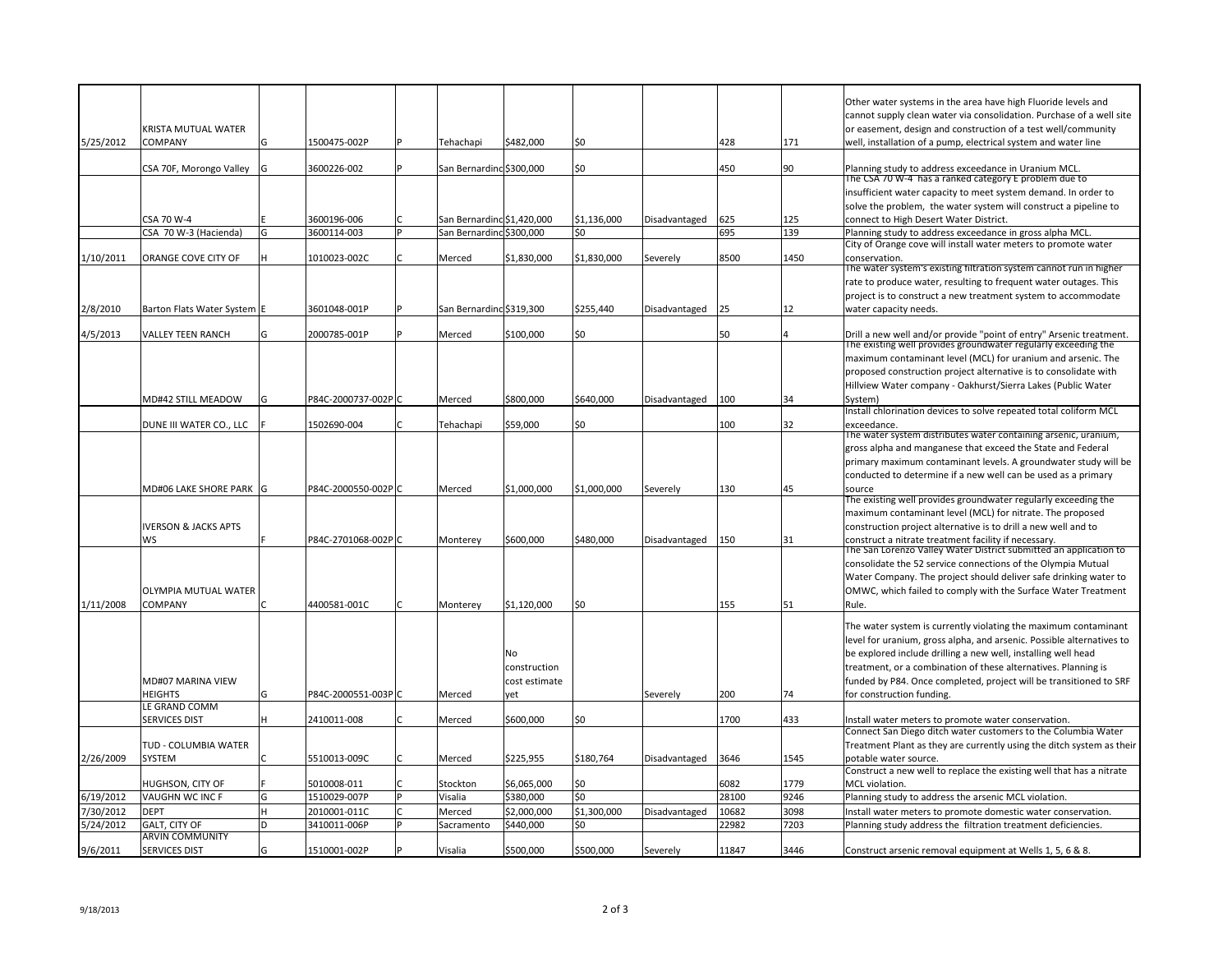| | | | | | | | | | | | |
|---|---|---|---|---|---|---|---|---|---|---|---|
| 5/25/2012 | KRISTA MUTUAL WATER COMPANY | G | 1500475-002P | P | Tehachapi | $482,000 | $0 | | 428 | 171 | Other water systems in the area have high Fluoride levels and cannot supply clean water via consolidation. Purchase of a well site or easement, design and construction of a test well/community well, installation of a pump, electrical system and water line |
| | CSA 70F, Morongo Valley | G | 3600226-002 | P | San Bernardinc | $300,000 | $0 | | 450 | 90 | Planning study to address exceedance in Uranium MCL. |
| | CSA 70 W-4 | E | 3600196-006 | C | San Bernardinc | $1,420,000 | $1,136,000 | Disadvantaged | 625 | 125 | The CSA 70 W-4 has a ranked category E problem due to insufficient water capacity to meet system demand. In order to solve the problem, the water system will construct a pipeline to connect to High Desert Water District. |
| | CSA 70 W-3 (Hacienda) | G | 3600114-003 | P | San Bernardinc | $300,000 | $0 | | 695 | 139 | Planning study to address exceedance in gross alpha MCL. |
| 1/10/2011 | ORANGE COVE CITY OF | H | 1010023-002C | C | Merced | $1,830,000 | $1,830,000 | Severely | 8500 | 1450 | City of Orange cove will install water meters to promote water conservation. |
| 2/8/2010 | Barton Flats Water System | E | 3601048-001P | P | San Bernardinc | $319,300 | $255,440 | Disadvantaged | 25 | 12 | The water system's existing filtration system cannot run in higher rate to produce water, resulting to frequent water outages. This project is to construct a new treatment system to accommodate water capacity needs. |
| 4/5/2013 | VALLEY TEEN RANCH | G | 2000785-001P | P | Merced | $100,000 | $0 | | 50 | 4 | Drill a new well and/or provide "point of entry" Arsenic treatment. |
| | MD#42 STILL MEADOW | G | P84C-2000737-002P | C | Merced | $800,000 | $640,000 | Disadvantaged | 100 | 34 | The existing well provides groundwater regularly exceeding the maximum contaminant level (MCL) for uranium and arsenic. The proposed construction project alternative is to consolidate with Hillview Water company - Oakhurst/Sierra Lakes (Public Water System) |
| | DUNE III WATER CO., LLC | F | 1502690-004 | C | Tehachapi | $59,000 | $0 | | 100 | 32 | Install chlorination devices to solve repeated total coliform MCL exceedance. |
| | MD#06 LAKE SHORE PARK | G | P84C-2000550-002P | C | Merced | $1,000,000 | $1,000,000 | Severely | 130 | 45 | The water system distributes water containing arsenic, uranium, gross alpha and manganese that exceed the State and Federal primary maximum contaminant levels. A groundwater study will be conducted to determine if a new well can be used as a primary source |
| | IVERSON & JACKS APTS WS | F | P84C-2701068-002P | C | Monterey | $600,000 | $480,000 | Disadvantaged | 150 | 31 | The existing well provides groundwater regularly exceeding the maximum contaminant level (MCL) for nitrate. The proposed construction project alternative is to drill a new well and to construct a nitrate treatment facility if necessary. |
| 1/11/2008 | OLYMPIA MUTUAL WATER COMPANY | C | 4400581-001C | C | Monterey | $1,120,000 | $0 | | 155 | 51 | The San Lorenzo Valley Water District submitted an application to consolidate the 52 service connections of the Olympia Mutual Water Company. The project should deliver safe drinking water to OMWC, which failed to comply with the Surface Water Treatment Rule. |
| | MD#07 MARINA VIEW HEIGHTS | G | P84C-2000551-003P | C | Merced | No construction cost estimate yet | | Severely | 200 | 74 | The water system is currently violating the maximum contaminant level for uranium, gross alpha, and arsenic. Possible alternatives to be explored include drilling a new well, installing well head treatment, or a combination of these alternatives. Planning is funded by P84. Once completed, project will be transitioned to SRF for construction funding. |
| | LE GRAND COMM SERVICES DIST | H | 2410011-008 | C | Merced | $600,000 | $0 | | 1700 | 433 | Install water meters to promote water conservation. |
| 2/26/2009 | TUD - COLUMBIA WATER SYSTEM | C | 5510013-009C | C | Merced | $225,955 | $180,764 | Disadvantaged | 3646 | 1545 | Connect San Diego ditch water customers to the Columbia Water Treatment Plant as they are currently using the ditch system as their potable water source. |
| | HUGHSON, CITY OF | F | 5010008-011 | C | Stockton | $6,065,000 | $0 | | 6082 | 1779 | Construct a new well to replace the existing well that has a nitrate MCL violation. |
| 6/19/2012 | VAUGHN WC INC F | G | 1510029-007P | P | Visalia | $380,000 | $0 | | 28100 | 9246 | Planning study to address the arsenic MCL violation. |
| 7/30/2012 | DEPT | H | 2010001-011C | C | Merced | $2,000,000 | $1,300,000 | Disadvantaged | 10682 | 3098 | Install water meters to promote domestic water conservation. |
| 5/24/2012 | GALT, CITY OF | D | 3410011-006P | P | Sacramento | $440,000 | $0 | | 22982 | 7203 | Planning study address the filtration treatment deficiencies. |
| 9/6/2011 | ARVIN COMMUNITY SERVICES DIST | G | 1510001-002P | P | Visalia | $500,000 | $500,000 | Severely | 11847 | 3446 | Construct arsenic removal equipment at Wells 1, 5, 6 & 8. |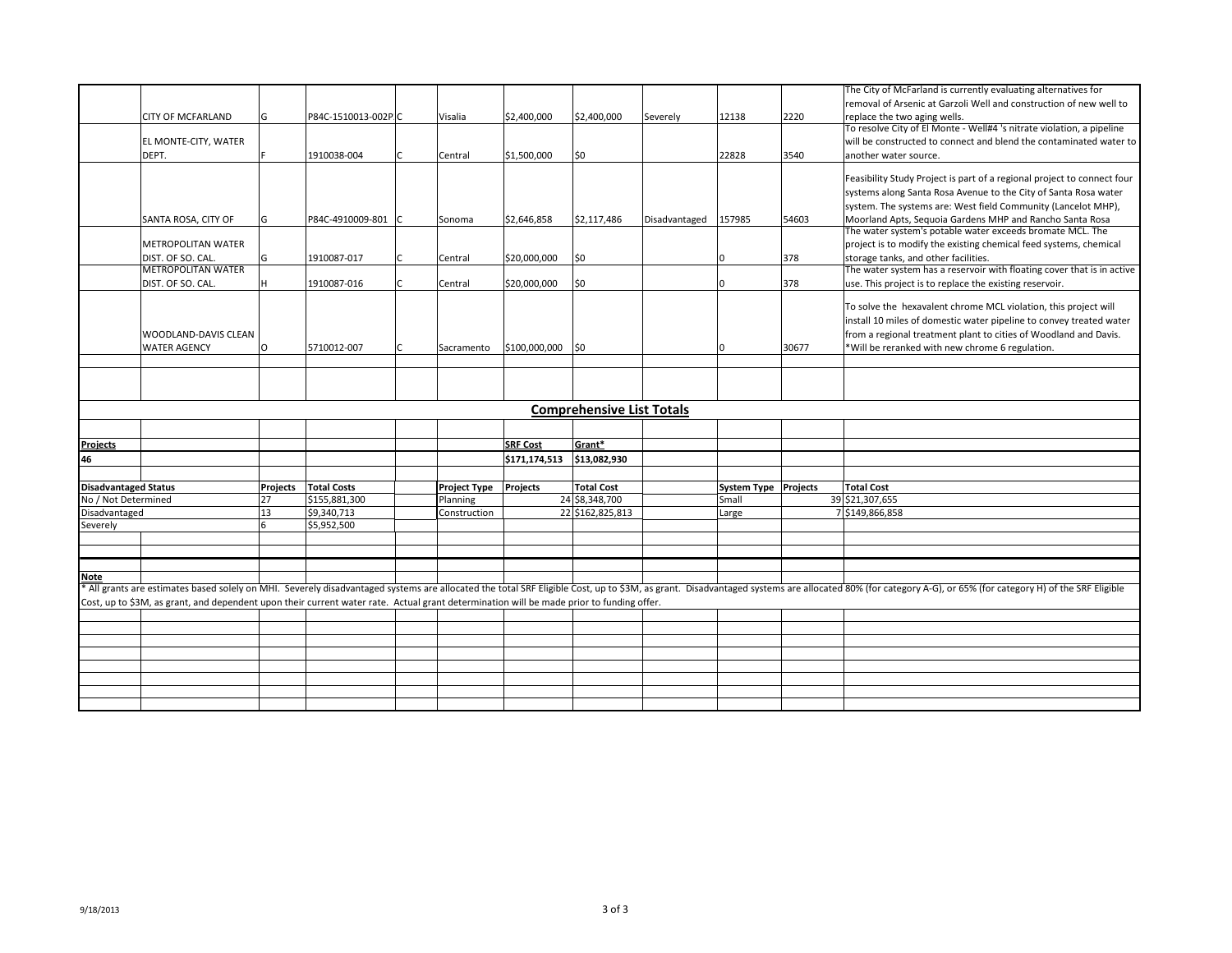| | | | | | | | | | | | |
|---|---|---|---|---|---|---|---|---|---|---|---|
| | CITY OF MCFARLAND | G | P84C-1510013-002P | C | Visalia | $2,400,000 | $2,400,000 | Severely | 12138 | 2220 | The City of McFarland is currently evaluating alternatives for removal of Arsenic at Garzoli Well and construction of new well to replace the two aging wells. |
| | EL MONTE-CITY, WATER DEPT. | F | 1910038-004 | C | Central | $1,500,000 | $0 | | 22828 | 3540 | To resolve City of El Monte - Well#4 's nitrate violation, a pipeline will be constructed to connect and blend the contaminated water to another water source. |
| | SANTA ROSA, CITY OF | G | P84C-4910009-801 | C | Sonoma | $2,646,858 | $2,117,486 | Disadvantaged | 157985 | 54603 | Feasibility Study Project is part of a regional project to connect four systems along Santa Rosa Avenue to the City of Santa Rosa water system. The systems are: West field Community (Lancelot MHP), Moorland Apts, Sequoia Gardens MHP and Rancho Santa Rosa |
| | METROPOLITAN WATER DIST. OF SO. CAL. | G | 1910087-017 | C | Central | $20,000,000 | $0 | | 0 | 378 | The water system's potable water exceeds bromate MCL. The project is to modify the existing chemical feed systems, chemical storage tanks, and other facilities. |
| | METROPOLITAN WATER DIST. OF SO. CAL. | H | 1910087-016 | C | Central | $20,000,000 | $0 | | 0 | 378 | The water system has a reservoir with floating cover that is in active use. This project is to replace the existing reservoir. |
| | WOODLAND-DAVIS CLEAN WATER AGENCY | O | 5710012-007 | C | Sacramento | $100,000,000 | $0 | | 0 | 30677 | To solve the hexavalent chrome MCL violation, this project will install 10 miles of domestic water pipeline to convey treated water from a regional treatment plant to cities of Woodland and Davis. *Will be reranked with new chrome 6 regulation. |

## Comprehensive List Totals

| Projects | SRF Cost | Grant* |
|---|---|---|
| 46 | $171,174,513 | $13,082,930 |

| Disadvantaged Status | Projects | Total Costs |
|---|---|---|
| No / Not Determined | 27 | $155,881,300 |
| Disadvantaged | 13 | $9,340,713 |
| Severely | 6 | $5,952,500 |

| Project Type | Projects | Total Cost |
|---|---|---|
| Planning | 24 | $8,348,700 |
| Construction | 22 | $162,825,813 |

| System Type | Projects | Total Cost |
|---|---|---|
| Small | 39 | $21,307,655 |
| Large | 7 | $149,866,858 |

**Note**

* All grants are estimates based solely on MHI. Severely disadvantaged systems are allocated the total SRF Eligible Cost, up to $3M, as grant. Disadvantaged systems are allocated 80% (for category A-G), or 65% (for category H) of the SRF Eligible Cost, up to $3M, as grant, and dependent upon their current water rate. Actual grant determination will be made prior to funding offer.

9/18/2013